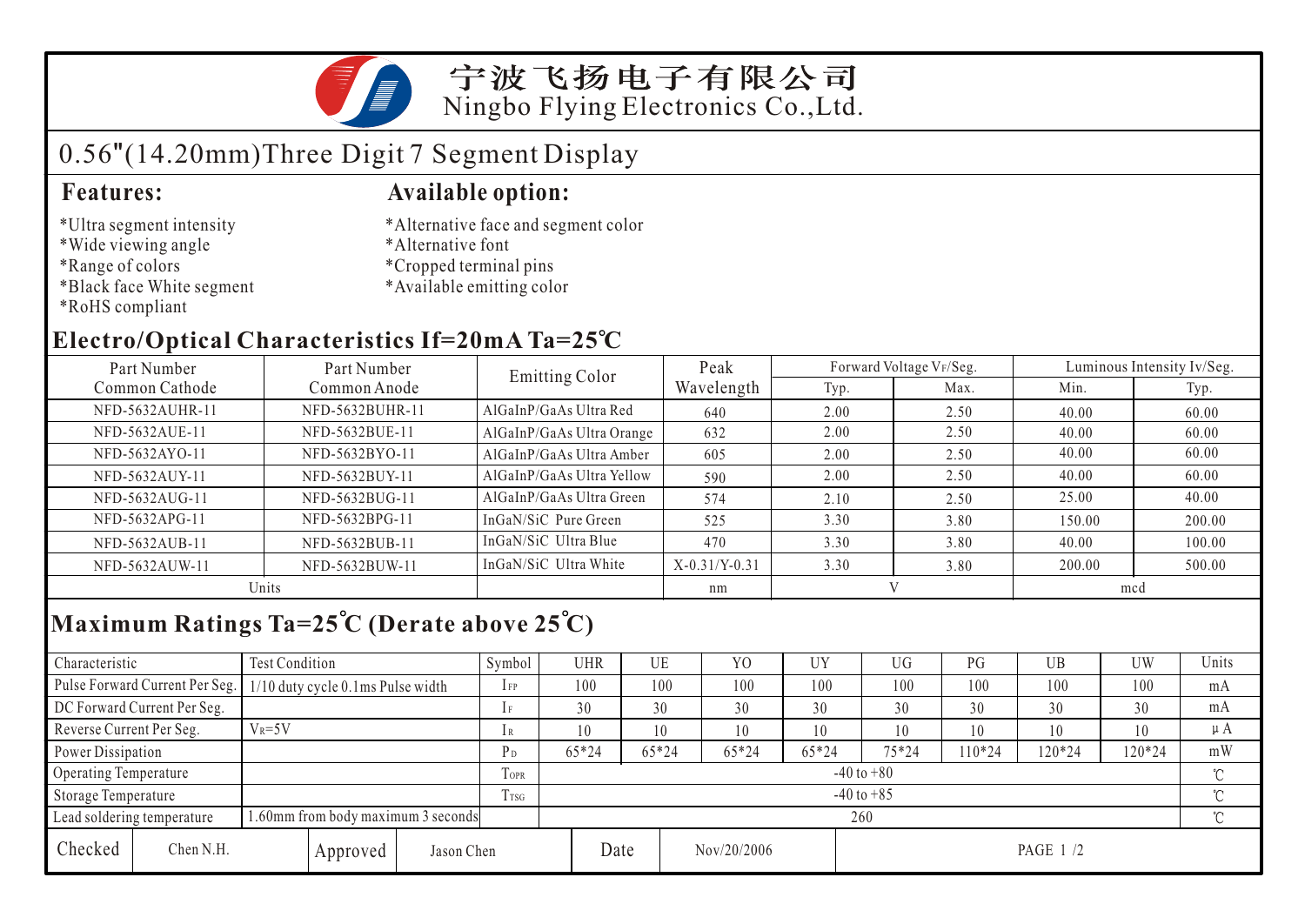# 宁波飞扬电子有限公司
Ningbo Flying Electronics Co.,Ltd.

## 0.56"(14.20mm)Three Digit 7 Segment Display

### Features:

*Ultra segment intensity
*Wide viewing angle
*Range of colors
*Black face White segment
*RoHS compliant

### Available option:

*Alternative face and segment color
*Alternative font
*Cropped terminal pins
*Available emitting color

## Electro/Optical Characteristics If=20mA Ta=25℃

| Part Number Common Cathode | Part Number Common Anode | Emitting Color | Peak Wavelength | Forward Voltage $V_F$/Seg. | | Luminous Intensity Iv/Seg. | |
|---|---|---|---|---|---|---|---|
| | | | | Typ. | Max. | Min. | Typ. |
| NFD-5632AUHR-11 | NFD-5632BUHR-11 | AlGaInP/GaAs Ultra Red | 640 | 2.00 | 2.50 | 40.00 | 60.00 |
| NFD-5632AUE-11 | NFD-5632BUE-11 | AlGaInP/GaAs Ultra Orange | 632 | 2.00 | 2.50 | 40.00 | 60.00 |
| NFD-5632AYO-11 | NFD-5632BYO-11 | AlGaInP/GaAs Ultra Amber | 605 | 2.00 | 2.50 | 40.00 | 60.00 |
| NFD-5632AUY-11 | NFD-5632BUY-11 | AlGaInP/GaAs Ultra Yellow | 590 | 2.00 | 2.50 | 40.00 | 60.00 |
| NFD-5632AUG-11 | NFD-5632BUG-11 | AlGaInP/GaAs Ultra Green | 574 | 2.10 | 2.50 | 25.00 | 40.00 |
| NFD-5632APG-11 | NFD-5632BPG-11 | InGaN/SiC Pure Green | 525 | 3.30 | 3.80 | 150.00 | 200.00 |
| NFD-5632AUB-11 | NFD-5632BUB-11 | InGaN/SiC Ultra Blue | 470 | 3.30 | 3.80 | 40.00 | 100.00 |
| NFD-5632AUW-11 | NFD-5632BUW-11 | InGaN/SiC Ultra White | X-0.31/Y-0.31 | 3.30 | 3.80 | 200.00 | 500.00 |
| Units | | | nm | V | | mcd | |

## Maximum Ratings Ta=25℃ (Derate above 25℃)

| Characteristic | Test Condition | Symbol | UHR | UE | YO | UY | UG | PG | UB | UW | Units |
|---|---|---|---|---|---|---|---|---|---|---|---|
| Pulse Forward Current Per Seg. | 1/10 duty cycle 0.1ms Pulse width | $I_{FP}$ | 100 | 100 | 100 | 100 | 100 | 100 | 100 | 100 | mA |
| DC Forward Current Per Seg. | | $I_F$ | 30 | 30 | 30 | 30 | 30 | 30 | 30 | 30 | mA |
| Reverse Current Per Seg. | $V_R$=5V | $I_R$ | 10 | 10 | 10 | 10 | 10 | 10 | 10 | 10 | μA |
| Power Dissipation | | $P_D$ | 65*24 | 65*24 | 65*24 | 65*24 | 75*24 | 110*24 | 120*24 | 120*24 | mW |
| Operating Temperature | | $T_{OPR}$ | -40 to +80 | | | | | | | | ℃ |
| Storage Temperature | | $T_{TSG}$ | -40 to +85 | | | | | | | | ℃ |
| Lead soldering temperature | 1.60mm from body maximum 3 seconds | | 260 | | | | | | | | ℃ |

| Checked | Chen N.H. | Approved | Jason Chen | Date | Nov/20/2006 |
|---|---|---|---|---|---|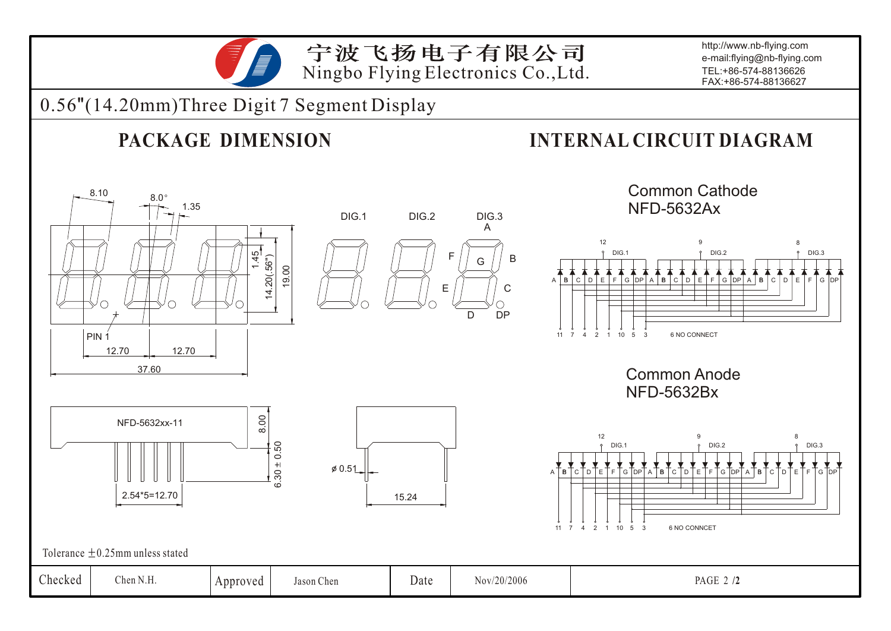宁波飞扬电子有限公司
Ningbo Flying Electronics Co.,Ltd.

http://www.nb-flying.com
e-mail:flying@nb-flying.com
TEL:+86-574-88136626
FAX:+86-574-88136627

# 0.56"(14.20mm)Three Digit 7 Segment Display

## PACKAGE DIMENSION

8.10
8.0°
1.35
1.45
14.20(.56")
19.00
PIN 1
12.70
12.70
37.60

DIG.1
DIG.2
DIG.3
A
F
G
B
E
C
D
DP

NFD-5632xx-11
8.00
6.30 ± 0.50
2.54*5=12.70
ø 0.51
15.24

## INTERNAL CIRCUIT DIAGRAM

### Common Cathode
### NFD-5632Ax

12 DIG.1
9 DIG.2
8 DIG.3
A B C D E F G DP A B C D E F G DP A B C D E F G DP
11 7 4 2 1 10 5 3
6 NO CONNECT

### Common Anode
### NFD-5632Bx

12 DIG.1
9 DIG.2
8 DIG.3
A B C D E F G DP A B C D E F G DP A B C D E F G DP
11 7 4 2 1 10 5 3
6 NO CONNCET

Tolerance ±0.25mm unless stated

| Checked | Chen N.H. | Approved | Jason Chen | Date | Nov/20/2006 |
|---|---|---|---|---|---|